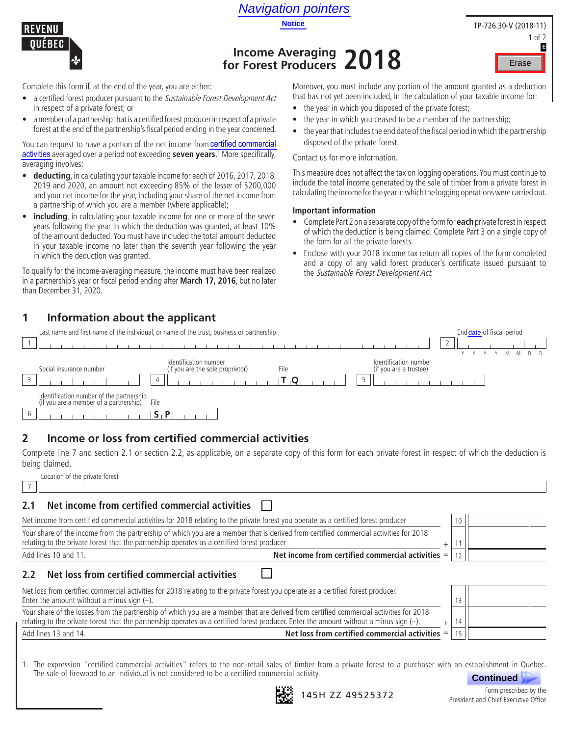Navigation pointers

Notice

REVENU QUÉBEC

TP-726.30-V (2018-11)

# Income Averaging for Forest Producers 2018

Erase

Complete this form if, at the end of the year, you are either:

- a certified forest producer pursuant to the *Sustainable Forest Development Act* in respect of a private forest; or
- a member of a partnership that is a certified forest producer in respect of a private forest at the end of the partnership's fiscal period ending in the year concerned.

You can request to have a portion of the net income from certified commercial activities averaged over a period not exceeding **seven years**.[1] More specifically, averaging involves:

- **deducting**, in calculating your taxable income for each of 2016, 2017, 2018, 2019 and 2020, an amount not exceeding 85% of the lesser of $200,000 and your net income for the year, including your share of the net income from a partnership of which you are a member (where applicable);
- **including**, in calculating your taxable income for one or more of the seven years following the year in which the deduction was granted, at least 10% of the amount deducted. You must have included the total amount deducted in your taxable income no later than the seventh year following the year in which the deduction was granted.

To qualify for the income-averaging measure, the income must have been realized in a partnership's year or fiscal period ending after **March 17, 2016**, but no later than December 31, 2020.

Moreover, you must include any portion of the amount granted as a deduction that has not yet been included, in the calculation of your taxable income for:

- the year in which you disposed of the private forest;
- the year in which you ceased to be a member of the partnership;
- the year that includes the end date of the fiscal period in which the partnership disposed of the private forest.

Contact us for more information.

This measure does not affect the tax on logging operations. You must continue to include the total income generated by the sale of timber from a private forest in calculating the income for the year in which the logging operations were carried out.

### Important information

- Complete Part 2 on a separate copy of the form for **each** private forest in respect of which the deduction is being claimed. Complete Part 3 on a single copy of the form for all the private forests.
- Enclose with your 2018 income tax return all copies of the form completed and a copy of any valid forest producer's certificate issued pursuant to the *Sustainable Forest Development Act*.

## 1 Information about the applicant

| Line | Field |
|---|---|
| 1 | Last name and first name of the individual, or name of the trust, business or partnership |
| 2 | End date of fiscal period (YYYYMMDD) |
| 3 | Social insurance number |
| 4 | Identification number (if you are the sole proprietor) — File T Q |
| 5 | Identification number (if you are a trustee) |
| 6 | Identification number of the partnership (if you are a member of a partnership) — File S P |

## 2 Income or loss from certified commercial activities

Complete line 7 and section 2.1 or section 2.2, as applicable, on a separate copy of this form for each private forest in respect of which the deduction is being claimed.

7 Location of the private forest

### 2.1 Net income from certified commercial activities ☐

| Description | | Line | Amount |
|---|---|---|---|
| Net income from certified commercial activities for 2018 relating to the private forest you operate as a certified forest producer | | 10 | |
| Your share of the income from the partnership of which you are a member that is derived from certified commercial activities for 2018 relating to the private forest that the partnership operates as a certified forest producer | + | 11 | |
| Add lines 10 and 11. **Net income from certified commercial activities** | = | 12 | |

### 2.2 Net loss from certified commercial activities ☐

| Description | | Line | Amount |
|---|---|---|---|
| Net loss from certified commercial activities for 2018 relating to the private forest you operate as a certified forest producer. Enter the amount without a minus sign (–). | | 13 | |
| Your share of the losses from the partnership of which you are a member that are derived from certified commercial activities for 2018 relating to the private forest that the partnership operates as a certified forest producer. Enter the amount without a minus sign (–). | + | 14 | |
| Add lines 13 and 14. **Net loss from certified commercial activities** | = | 15 | |

1. The expression "certified commercial activities" refers to the non-retail sales of timber from a private forest to a purchaser with an establishment in Québec. The sale of firewood to an individual is not considered to be a certified commercial activity.

Continued

145H ZZ 49525372

Form prescribed by the President and Chief Executive Office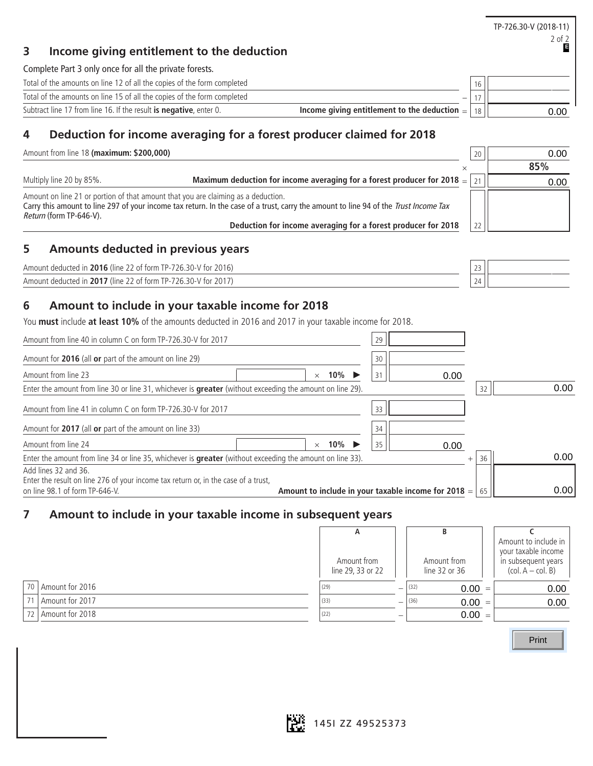TP-726.30-V (2018-11)

## 3 Income giving entitlement to the deduction

Complete Part 3 only once for all the private forests.

| | | | |
|---|---|---|---|
| Total of the amounts on line 12 of all the copies of the form completed | | 16 | |
| Total of the amounts on line 15 of all the copies of the form completed | – | 17 | |
| Subtract line 17 from line 16. If the result **is negative**, enter 0. **Income giving entitlement to the deduction** | = | 18 | 0.00 |

## 4 Deduction for income averaging for a forest producer claimed for 2018

| | | | |
|---|---|---|---|
| Amount from line 18 **(maximum: $200,000)** | | 20 | 0.00 |
| | × | | 85% |
| Multiply line 20 by 85%. **Maximum deduction for income averaging for a forest producer for 2018** | = | 21 | 0.00 |
| Amount on line 21 or portion of that amount that you are claiming as a deduction. Carry this amount to line 297 of your income tax return. In the case of a trust, carry the amount to line 94 of the *Trust Income Tax Return* (form TP-646-V). **Deduction for income averaging for a forest producer for 2018** | | 22 | |

## 5 Amounts deducted in previous years

| | | |
|---|---|---|
| Amount deducted in **2016** (line 22 of form TP-726.30-V for 2016) | 23 | |
| Amount deducted in **2017** (line 22 of form TP-726.30-V for 2017) | 24 | |

## 6 Amount to include in your taxable income for 2018

You **must** include **at least 10%** of the amounts deducted in 2016 and 2017 in your taxable income for 2018.

| | | | | | | |
|---|---|---|---|---|---|---|
| Amount from line 40 in column C on form TP-726.30-V for 2017 | | | 29 | | | |
| Amount for **2016** (all **or** part of the amount on line 29) | | | 30 | | | |
| Amount from line 23 | | × 10% ▶ | 31 | 0.00 | | |
| Enter the amount from line 30 or line 31, whichever is **greater** (without exceeding the amount on line 29). | | | | | 32 | 0.00 |
| Amount from line 41 in column C on form TP-726.30-V for 2017 | | | 33 | | | |
| Amount for **2017** (all **or** part of the amount on line 33) | | | 34 | | | |
| Amount from line 24 | | × 10% ▶ | 35 | 0.00 | | |
| Enter the amount from line 34 or line 35, whichever is **greater** (without exceeding the amount on line 33). | | | | + | 36 | 0.00 |
| Add lines 32 and 36. Enter the result on line 276 of your income tax return or, in the case of a trust, on line 98.1 of form TP-646-V. **Amount to include in your taxable income for 2018** | | | | = | 65 | 0.00 |

## 7 Amount to include in your taxable income in subsequent years

| | | A<br>Amount from line 29, 33 or 22 | | B<br>Amount from line 32 or 36 | | C<br>Amount to include in your taxable income in subsequent years (col. A – col. B) |
|---|---|---|---|---|---|---|
| 70 | Amount for 2016 | (29) | – | (32) 0.00 | = | 0.00 |
| 71 | Amount for 2017 | (33) | – | (36) 0.00 | = | 0.00 |
| 72 | Amount for 2018 | (22) | – | 0.00 | = | |

Print

145I ZZ 49525373